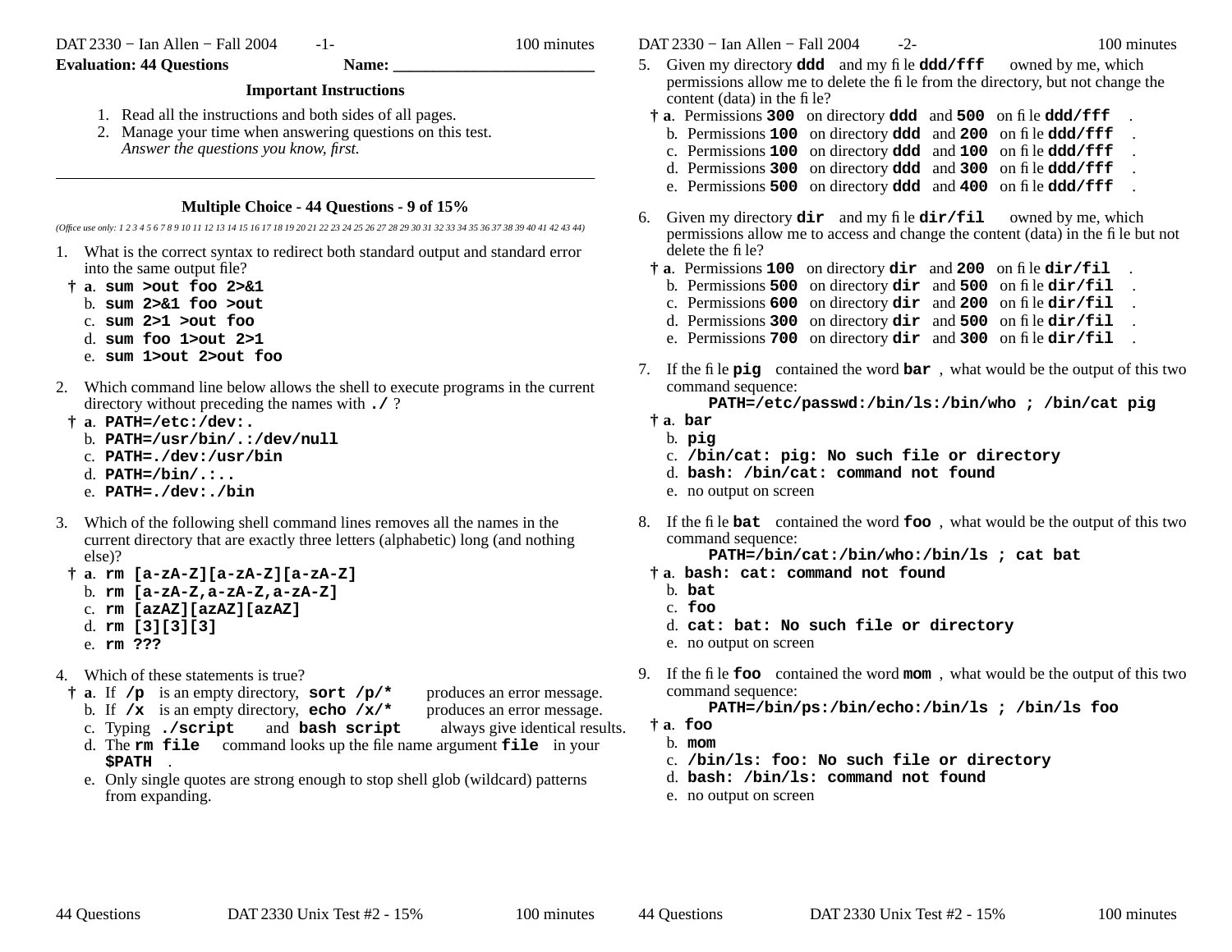**Evaluation: 44 Questions** **Name: ______________________**

### Important Instructions

1. Read all the instructions and both sides of all pages.
2. Manage your time when answering questions on this test.
   *Answer the questions you know, first.*

---

### Multiple Choice - 44 Questions - 9 of 15%

*(Office use only: 1 2 3 4 5 6 7 8 9 10 11 12 13 14 15 16 17 18 19 20 21 22 23 24 25 26 27 28 29 30 31 32 33 34 35 36 37 38 39 40 41 42 43 44)*

1. What is the correct syntax to redirect both standard output and standard error into the same output file?
   - † **a**. **`sum >out foo 2>&1`**
   - b. **`sum 2>&1 foo >out`**
   - c. **`sum 2>1 >out foo`**
   - d. **`sum foo 1>out 2>1`**
   - e. **`sum 1>out 2>out foo`**

2. Which command line below allows the shell to execute programs in the current directory without preceding the names with **`./`** ?
   - † **a**. **`PATH=/etc:/dev:.`**
   - b. **`PATH=/usr/bin/.:/dev/null`**
   - c. **`PATH=./dev:/usr/bin`**
   - d. **`PATH=/bin/.:..`**
   - e. **`PATH=./dev:./bin`**

3. Which of the following shell command lines removes all the names in the current directory that are exactly three letters (alphabetic) long (and nothing else)?
   - † **a**. **`rm [a-zA-Z][a-zA-Z][a-zA-Z]`**
   - b. **`rm [a-zA-Z,a-zA-Z,a-zA-Z]`**
   - c. **`rm [azAZ][azAZ][azAZ]`**
   - d. **`rm [3][3][3]`**
   - e. **`rm ???`**

4. Which of these statements is true?
   - † **a**. If **`/p`** is an empty directory, **`sort /p/*`** produces an error message.
   - b. If **`/x`** is an empty directory, **`echo /x/*`** produces an error message.
   - c. Typing **`./script`** and **`bash script`** always give identical results.
   - d. The **`rm file`** command looks up the file name argument **`file`** in your **`$PATH`** .
   - e. Only single quotes are strong enough to stop shell glob (wildcard) patterns from expanding.

5. Given my directory **`ddd`** and my file **`ddd/fff`** owned by me, which permissions allow me to delete the file from the directory, but not change the content (data) in the file?
   - † **a**. Permissions **`300`** on directory **`ddd`** and **`500`** on file **`ddd/fff`** .
   - b. Permissions **`100`** on directory **`ddd`** and **`200`** on file **`ddd/fff`** .
   - c. Permissions **`100`** on directory **`ddd`** and **`100`** on file **`ddd/fff`** .
   - d. Permissions **`300`** on directory **`ddd`** and **`300`** on file **`ddd/fff`** .
   - e. Permissions **`500`** on directory **`ddd`** and **`400`** on file **`ddd/fff`** .

6. Given my directory **`dir`** and my file **`dir/fil`** owned by me, which permissions allow me to access and change the content (data) in the file but not delete the file?
   - † **a**. Permissions **`100`** on directory **`dir`** and **`200`** on file **`dir/fil`** .
   - b. Permissions **`500`** on directory **`dir`** and **`500`** on file **`dir/fil`** .
   - c. Permissions **`600`** on directory **`dir`** and **`200`** on file **`dir/fil`** .
   - d. Permissions **`300`** on directory **`dir`** and **`500`** on file **`dir/fil`** .
   - e. Permissions **`700`** on directory **`dir`** and **`300`** on file **`dir/fil`** .

7. If the file **`pig`** contained the word **`bar`** , what would be the output of this two command sequence:
   ```
   PATH=/etc/passwd:/bin/ls:/bin/who ; /bin/cat pig
   ```
   - † **a**. **`bar`**
   - b. **`pig`**
   - c. **`/bin/cat: pig: No such file or directory`**
   - d. **`bash: /bin/cat: command not found`**
   - e. no output on screen

8. If the file **`bat`** contained the word **`foo`** , what would be the output of this two command sequence:
   ```
   PATH=/bin/cat:/bin/who:/bin/ls ; cat bat
   ```
   - † **a**. **`bash: cat: command not found`**
   - b. **`bat`**
   - c. **`foo`**
   - d. **`cat: bat: No such file or directory`**
   - e. no output on screen

9. If the file **`foo`** contained the word **`mom`** , what would be the output of this two command sequence:
   ```
   PATH=/bin/ps:/bin/echo:/bin/ls ; /bin/ls foo
   ```
   - † **a**. **`foo`**
   - b. **`mom`**
   - c. **`/bin/ls: foo: No such file or directory`**
   - d. **`bash: /bin/ls: command not found`**
   - e. no output on screen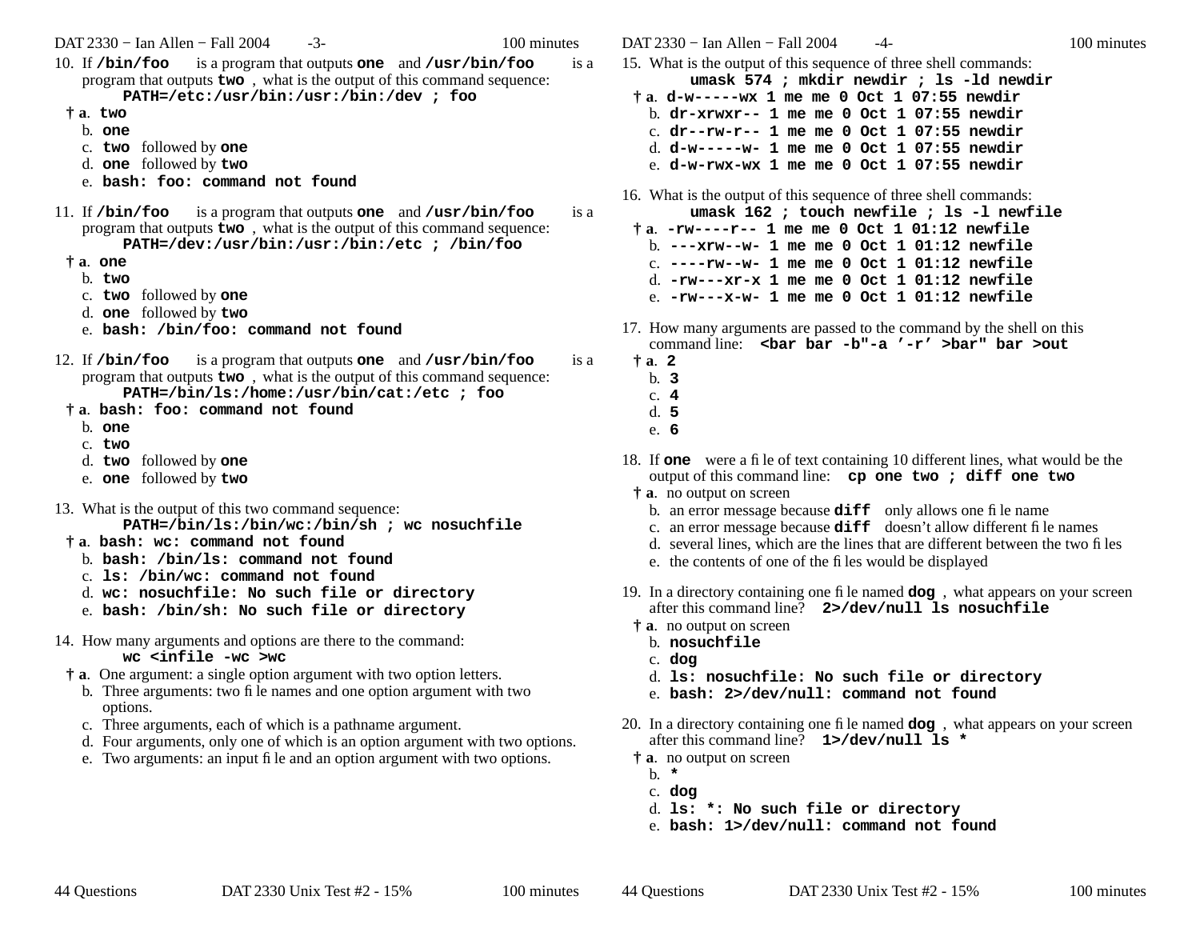10. If **/bin/foo** is a program that outputs **one** and **/usr/bin/foo** is a program that outputs **two**, what is the output of this command sequence:
    **PATH=/etc:/usr/bin:/usr:/bin:/dev ; foo**
    † a. **two**
    b. **one**
    c. **two** followed by **one**
    d. **one** followed by **two**
    e. **bash: foo: command not found**

11. If **/bin/foo** is a program that outputs **one** and **/usr/bin/foo** is a program that outputs **two**, what is the output of this command sequence:
    **PATH=/dev:/usr/bin:/usr:/bin:/etc ; /bin/foo**
    † a. **one**
    b. **two**
    c. **two** followed by **one**
    d. **one** followed by **two**
    e. **bash: /bin/foo: command not found**

12. If **/bin/foo** is a program that outputs **one** and **/usr/bin/foo** is a program that outputs **two**, what is the output of this command sequence:
    **PATH=/bin/ls:/home:/usr/bin/cat:/etc ; foo**
    † a. **bash: foo: command not found**
    b. **one**
    c. **two**
    d. **two** followed by **one**
    e. **one** followed by **two**

13. What is the output of this two command sequence:
    **PATH=/bin/ls:/bin/wc:/bin/sh ; wc nosuchfile**
    † a. **bash: wc: command not found**
    b. **bash: /bin/ls: command not found**
    c. **ls: /bin/wc: command not found**
    d. **wc: nosuchfile: No such file or directory**
    e. **bash: /bin/sh: No such file or directory**

14. How many arguments and options are there to the command:
    **wc <infile -wc >wc**
    † a. One argument: a single option argument with two option letters.
    b. Three arguments: two file names and one option argument with two options.
    c. Three arguments, each of which is a pathname argument.
    d. Four arguments, only one of which is an option argument with two options.
    e. Two arguments: an input file and an option argument with two options.

15. What is the output of this sequence of three shell commands:
    **umask 574 ; mkdir newdir ; ls -ld newdir**
    † a. **d-w-----wx 1 me me 0 Oct 1 07:55 newdir**
    b. **dr-xrwxr-- 1 me me 0 Oct 1 07:55 newdir**
    c. **dr--rw-r-- 1 me me 0 Oct 1 07:55 newdir**
    d. **d-w-----w- 1 me me 0 Oct 1 07:55 newdir**
    e. **d-w-rwx-wx 1 me me 0 Oct 1 07:55 newdir**

16. What is the output of this sequence of three shell commands:
    **umask 162 ; touch newfile ; ls -l newfile**
    † a. **-rw----r-- 1 me me 0 Oct 1 01:12 newfile**
    b. **---xrw--w- 1 me me 0 Oct 1 01:12 newfile**
    c. **----rw--w- 1 me me 0 Oct 1 01:12 newfile**
    d. **-rw---xr-x 1 me me 0 Oct 1 01:12 newfile**
    e. **-rw---x-w- 1 me me 0 Oct 1 01:12 newfile**

17. How many arguments are passed to the command by the shell on this command line: **<bar bar -b"-a '-r' >bar" bar >out**
    † a. **2**
    b. **3**
    c. **4**
    d. **5**
    e. **6**

18. If **one** were a file of text containing 10 different lines, what would be the output of this command line: **cp one two ; diff one two**
    † a. no output on screen
    b. an error message because **diff** only allows one file name
    c. an error message because **diff** doesn't allow different file names
    d. several lines, which are the lines that are different between the two files
    e. the contents of one of the files would be displayed

19. In a directory containing one file named **dog**, what appears on your screen after this command line? **2>/dev/null ls nosuchfile**
    † a. no output on screen
    b. **nosuchfile**
    c. **dog**
    d. **ls: nosuchfile: No such file or directory**
    e. **bash: 2>/dev/null: command not found**

20. In a directory containing one file named **dog**, what appears on your screen after this command line? **1>/dev/null ls ***
    † a. no output on screen
    b. **\***
    c. **dog**
    d. **ls: *: No such file or directory**
    e. **bash: 1>/dev/null: command not found**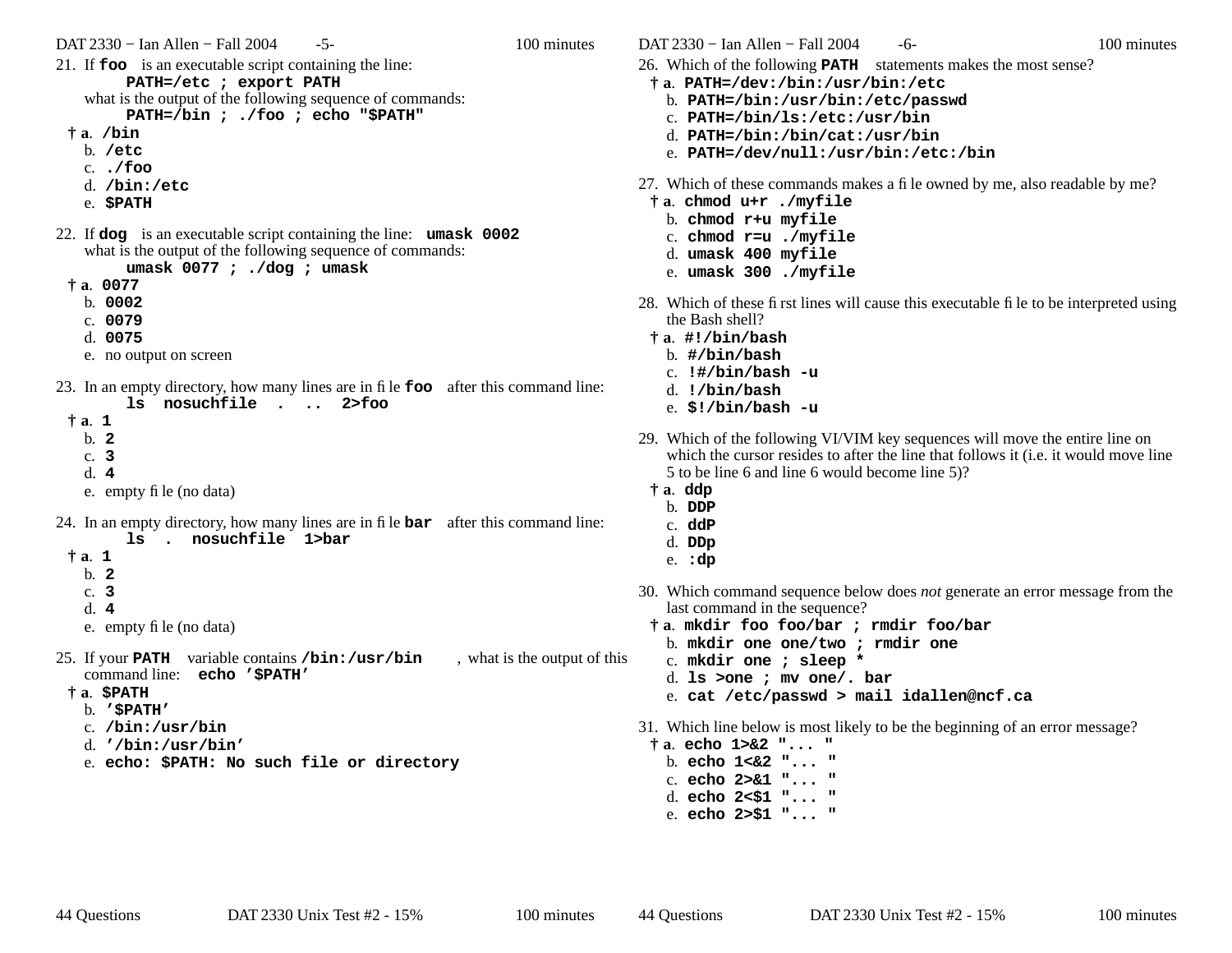21. If **foo** is an executable script containing the line:
    `PATH=/etc ; export PATH`
    what is the output of the following sequence of commands:
    `PATH=/bin ; ./foo ; echo "$PATH"`
    - † a. `/bin`
    - b. `/etc`
    - c. `./foo`
    - d. `/bin:/etc`
    - e. `$PATH`

22. If **dog** is an executable script containing the line: `umask 0002`
    what is the output of the following sequence of commands:
    `umask 0077 ; ./dog ; umask`
    - † a. `0077`
    - b. `0002`
    - c. `0079`
    - d. `0075`
    - e. no output on screen

23. In an empty directory, how many lines are in file **foo** after this command line:
    `ls  nosuchfile  .  ..  2>foo`
    - † a. `1`
    - b. `2`
    - c. `3`
    - d. `4`
    - e. empty file (no data)

24. In an empty directory, how many lines are in file **bar** after this command line:
    `ls  .  nosuchfile  1>bar`
    - † a. `1`
    - b. `2`
    - c. `3`
    - d. `4`
    - e. empty file (no data)

25. If your **PATH** variable contains **/bin:/usr/bin**, what is the output of this command line: `echo '$PATH'`
    - † a. `$PATH`
    - b. `'$PATH'`
    - c. `/bin:/usr/bin`
    - d. `'/bin:/usr/bin'`
    - e. `echo: $PATH: No such file or directory`

26. Which of the following **PATH** statements makes the most sense?
    - † a. `PATH=/dev:/bin:/usr/bin:/etc`
    - b. `PATH=/bin:/usr/bin:/etc/passwd`
    - c. `PATH=/bin/ls:/etc:/usr/bin`
    - d. `PATH=/bin:/bin/cat:/usr/bin`
    - e. `PATH=/dev/null:/usr/bin:/etc:/bin`

27. Which of these commands makes a file owned by me, also readable by me?
    - † a. `chmod u+r ./myfile`
    - b. `chmod r+u myfile`
    - c. `chmod r=u ./myfile`
    - d. `umask 400 myfile`
    - e. `umask 300 ./myfile`

28. Which of these first lines will cause this executable file to be interpreted using the Bash shell?
    - † a. `#!/bin/bash`
    - b. `#/bin/bash`
    - c. `!#/bin/bash -u`
    - d. `!/bin/bash`
    - e. `$!/bin/bash -u`

29. Which of the following VI/VIM key sequences will move the entire line on which the cursor resides to after the line that follows it (i.e. it would move line 5 to be line 6 and line 6 would become line 5)?
    - † a. `ddp`
    - b. `DDP`
    - c. `ddP`
    - d. `DDp`
    - e. `:dp`

30. Which command sequence below does *not* generate an error message from the last command in the sequence?
    - † a. `mkdir foo foo/bar ; rmdir foo/bar`
    - b. `mkdir one one/two ; rmdir one`
    - c. `mkdir one ; sleep *`
    - d. `ls >one ; mv one/. bar`
    - e. `cat /etc/passwd > mail idallen@ncf.ca`

31. Which line below is most likely to be the beginning of an error message?
    - † a. `echo 1>&2 "... "`
    - b. `echo 1<&2 "... "`
    - c. `echo 2>&1 "... "`
    - d. `echo 2<$1 "... "`
    - e. `echo 2>$1 "... "`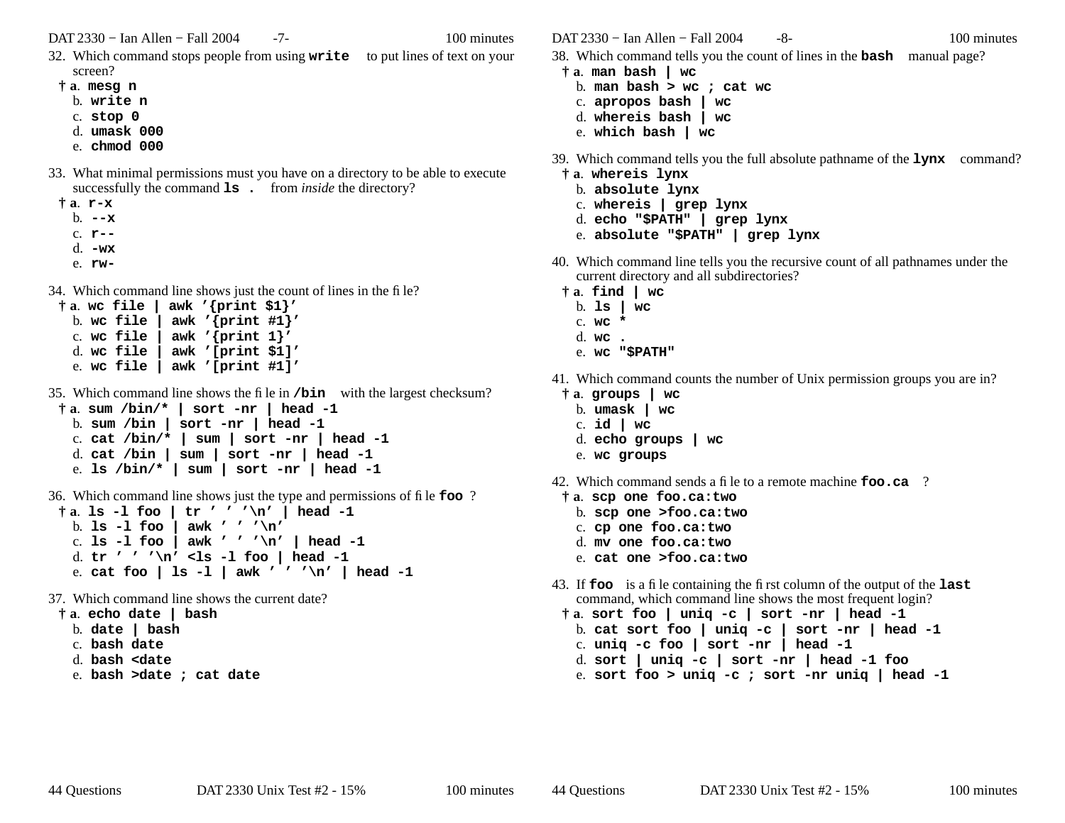32. Which command stops people from using **write** to put lines of text on your screen?
    - † a. **mesg n**
    - b. **write n**
    - c. **stop 0**
    - d. **umask 000**
    - e. **chmod 000**

33. What minimal permissions must you have on a directory to be able to execute successfully the command **ls .** from *inside* the directory?
    - † a. **r-x**
    - b. **--x**
    - c. **r--**
    - d. **-wx**
    - e. **rw-**

34. Which command line shows just the count of lines in the file?
    - † a. **wc file | awk '{print $1}'**
    - b. **wc file | awk '{print #1}'**
    - c. **wc file | awk '{print 1}'**
    - d. **wc file | awk '[print $1]'**
    - e. **wc file | awk '[print #1]'**

35. Which command line shows the file in **/bin** with the largest checksum?
    - † a. **sum /bin/* | sort -nr | head -1**
    - b. **sum /bin | sort -nr | head -1**
    - c. **cat /bin/* | sum | sort -nr | head -1**
    - d. **cat /bin | sum | sort -nr | head -1**
    - e. **ls /bin/* | sum | sort -nr | head -1**

36. Which command line shows just the type and permissions of file **foo** ?
    - † a. **ls -l foo | tr ' ' '\n' | head -1**
    - b. **ls -l foo | awk ' ' '\n'**
    - c. **ls -l foo | awk ' ' '\n' | head -1**
    - d. **tr ' ' '\n' <ls -l foo | head -1**
    - e. **cat foo | ls -l | awk ' ' '\n' | head -1**

37. Which command line shows the current date?
    - † a. **echo date | bash**
    - b. **date | bash**
    - c. **bash date**
    - d. **bash <date**
    - e. **bash >date ; cat date**

38. Which command tells you the count of lines in the **bash** manual page?
    - † a. **man bash | wc**
    - b. **man bash > wc ; cat wc**
    - c. **apropos bash | wc**
    - d. **whereis bash | wc**
    - e. **which bash | wc**

39. Which command tells you the full absolute pathname of the **lynx** command?
    - † a. **whereis lynx**
    - b. **absolute lynx**
    - c. **whereis | grep lynx**
    - d. **echo "$PATH" | grep lynx**
    - e. **absolute "$PATH" | grep lynx**

40. Which command line tells you the recursive count of all pathnames under the current directory and all subdirectories?
    - † a. **find | wc**
    - b. **ls | wc**
    - c. **wc ***
    - d. **wc .**
    - e. **wc "$PATH"**

41. Which command counts the number of Unix permission groups you are in?
    - † a. **groups | wc**
    - b. **umask | wc**
    - c. **id | wc**
    - d. **echo groups | wc**
    - e. **wc groups**

42. Which command sends a file to a remote machine **foo.ca** ?
    - † a. **scp one foo.ca:two**
    - b. **scp one >foo.ca:two**
    - c. **cp one foo.ca:two**
    - d. **mv one foo.ca:two**
    - e. **cat one >foo.ca:two**

43. If **foo** is a file containing the first column of the output of the **last** command, which command line shows the most frequent login?
    - † a. **sort foo | uniq -c | sort -nr | head -1**
    - b. **cat sort foo | uniq -c | sort -nr | head -1**
    - c. **uniq -c foo | sort -nr | head -1**
    - d. **sort | uniq -c | sort -nr | head -1 foo**
    - e. **sort foo > uniq -c ; sort -nr uniq | head -1**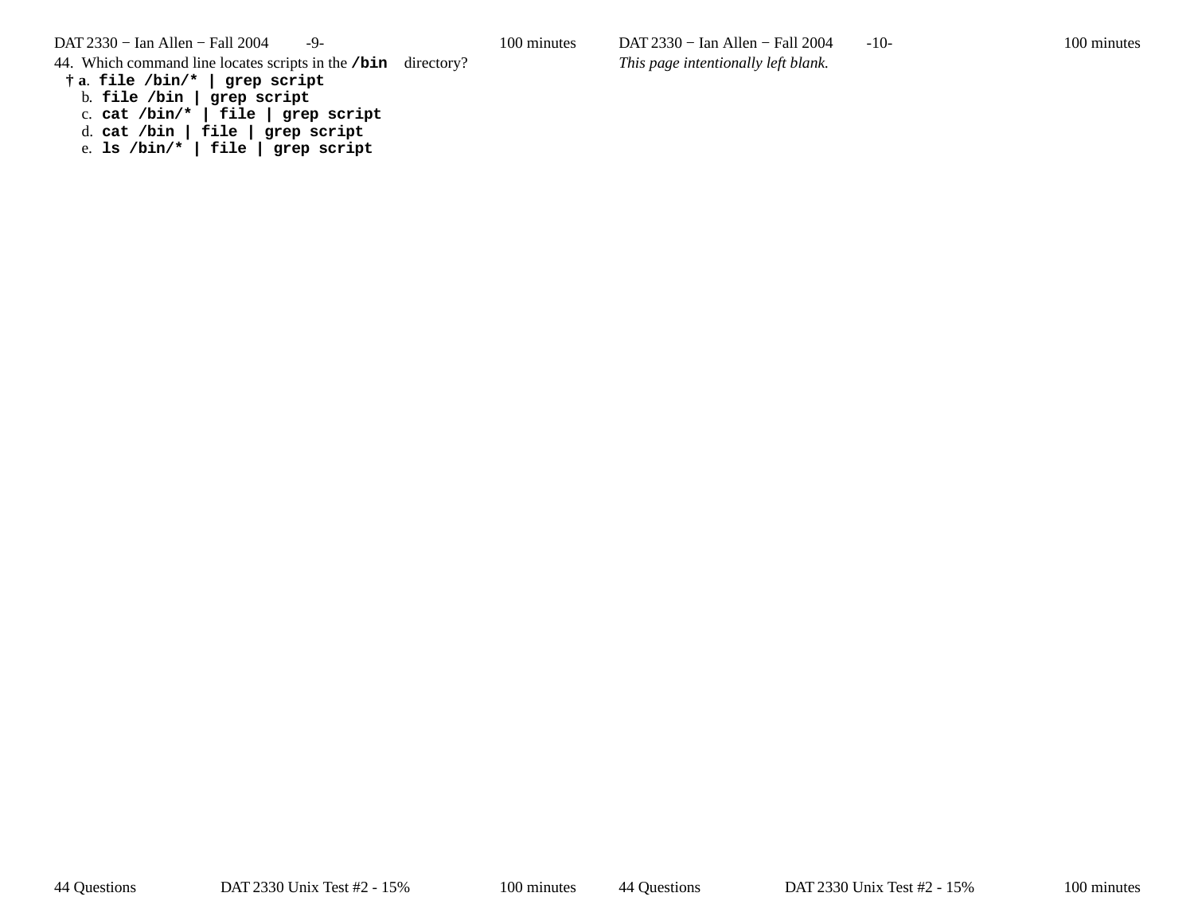44. Which command line locates scripts in the **/bin** directory?

† a. **`file /bin/* | grep script`**
   b. **`file /bin | grep script`**
   c. **`cat /bin/* | file | grep script`**
   d. **`cat /bin | file | grep script`**
   e. **`ls /bin/* | file | grep script`**

*This page intentionally left blank.*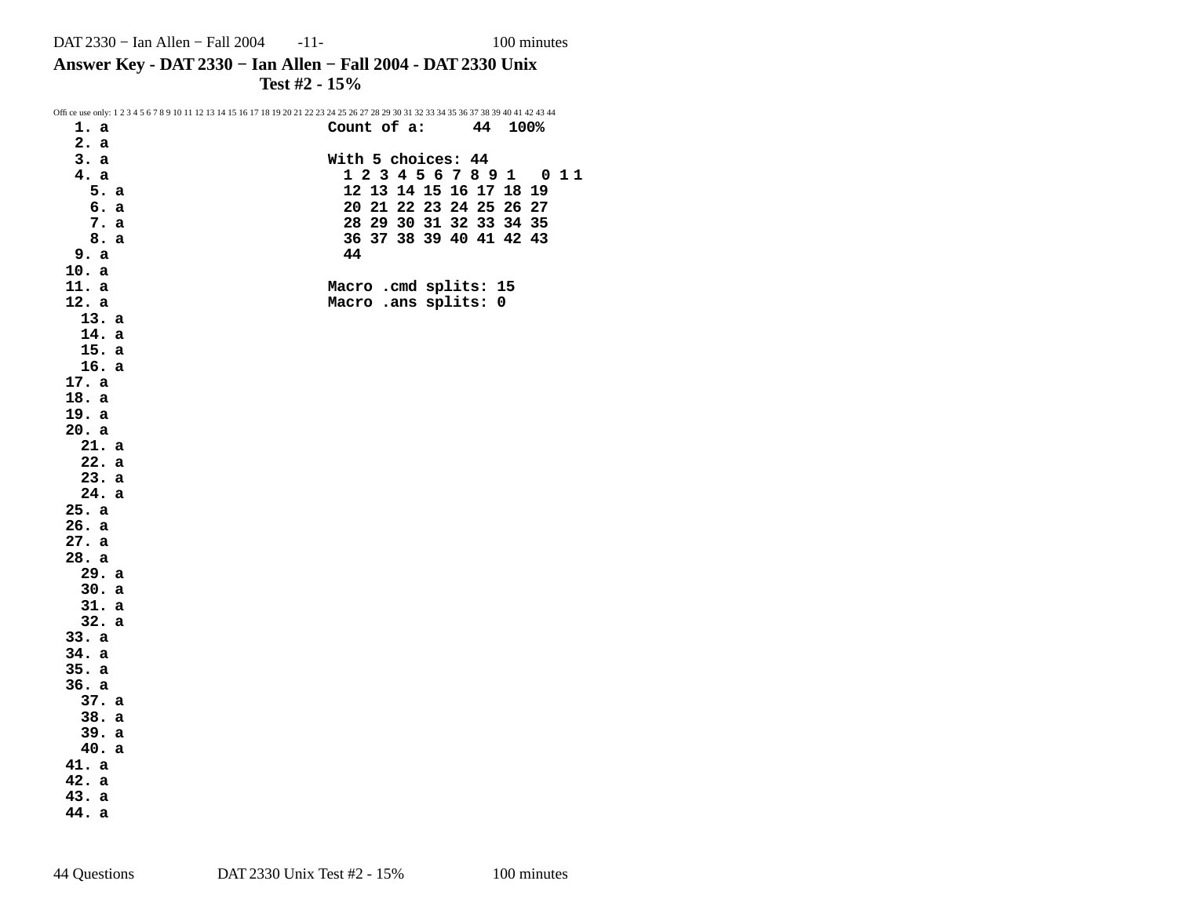## Answer Key - DAT 2330 − Ian Allen − Fall 2004 - DAT 2330 Unix Test #2 - 15%

Office use only: 1 2 3 4 5 6 7 8 9 10 11 12 13 14 15 16 17 18 19 20 21 22 23 24 25 26 27 28 29 30 31 32 33 34 35 36 37 38 39 40 41 42 43 44

```
  1. a                      Count of a:     44  100%
  2. a
  3. a                      With 5 choices: 44
  4. a                        1 2 3 4 5 6 7 8 9 1   0 1 1
    5. a                      12 13 14 15 16 17 18 19
    6. a                      20 21 22 23 24 25 26 27
    7. a                      28 29 30 31 32 33 34 35
    8. a                      36 37 38 39 40 41 42 43
  9. a                        44
 10. a
 11. a                      Macro .cmd splits: 15
 12. a                      Macro .ans splits: 0
   13. a
   14. a
   15. a
   16. a
 17. a
 18. a
 19. a
 20. a
   21. a
   22. a
   23. a
   24. a
 25. a
 26. a
 27. a
 28. a
   29. a
   30. a
   31. a
   32. a
 33. a
 34. a
 35. a
 36. a
   37. a
   38. a
   39. a
   40. a
 41. a
 42. a
 43. a
 44. a
```